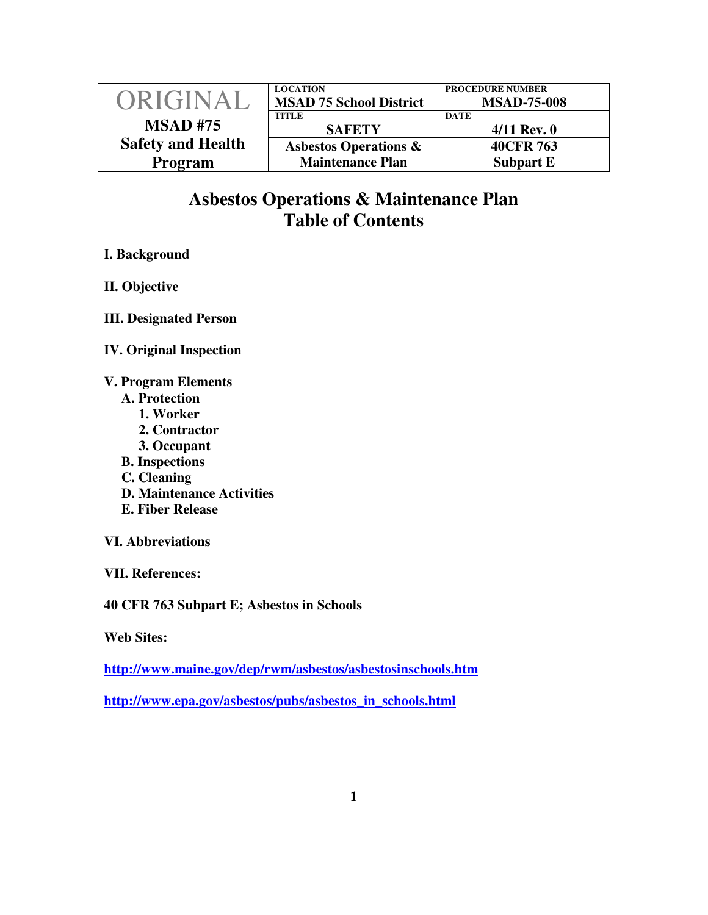| ORIGINAL MSAD #75 Safety and Health Program | LOCATION MSAD 75 School District | PROCEDURE NUMBER MSAD-75-008 |
|---|---|---|
| | TITLE SAFETY | DATE 4/11 Rev. 0 |
| | Asbestos Operations & Maintenance Plan | 40CFR 763 Subpart E |

# Asbestos Operations & Maintenance Plan
# Table of Contents

**I. Background**

**II. Objective**

**III. Designated Person**

**IV. Original Inspection**

**V. Program Elements**
- **A. Protection**
  - **1. Worker**
  - **2. Contractor**
  - **3. Occupant**
- **B. Inspections**
- **C. Cleaning**
- **D. Maintenance Activities**
- **E. Fiber Release**

**VI. Abbreviations**

**VII. References:**

**40 CFR 763 Subpart E; Asbestos in Schools**

**Web Sites:**

**http://www.maine.gov/dep/rwm/asbestos/asbestosinschools.htm**

**http://www.epa.gov/asbestos/pubs/asbestos_in_schools.html**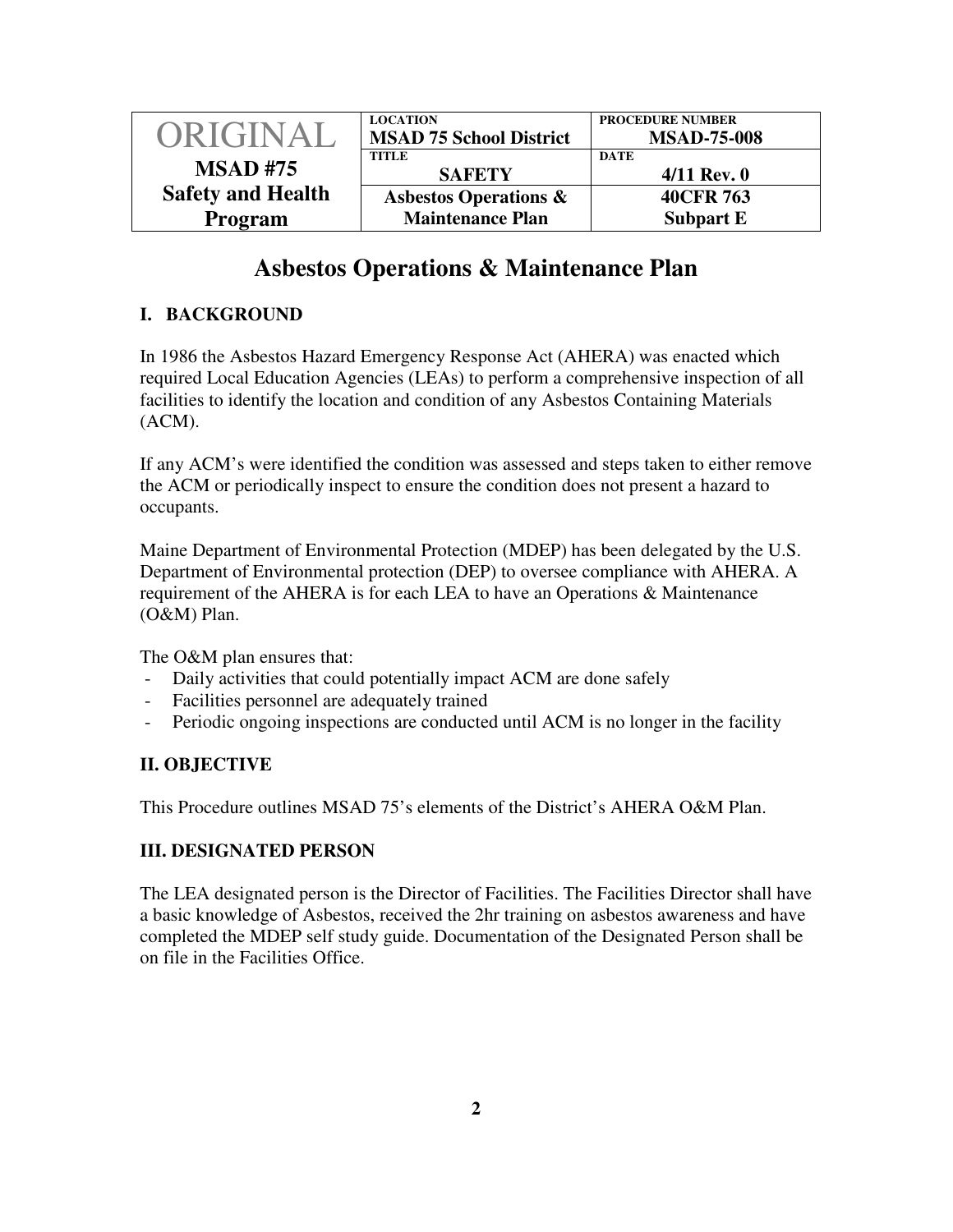| ORIGINAL<br>**MSAD #75**<br>**Safety and Health Program** | LOCATION<br>**MSAD 75 School District** | PROCEDURE NUMBER<br>**MSAD-75-008** |
|---|---|---|
| | TITLE<br>**SAFETY** | DATE<br>**4/11 Rev. 0** |
| | **Asbestos Operations & Maintenance Plan** | **40CFR 763 Subpart E** |

# Asbestos Operations & Maintenance Plan

## I. BACKGROUND

In 1986 the Asbestos Hazard Emergency Response Act (AHERA) was enacted which required Local Education Agencies (LEAs) to perform a comprehensive inspection of all facilities to identify the location and condition of any Asbestos Containing Materials (ACM).

If any ACM's were identified the condition was assessed and steps taken to either remove the ACM or periodically inspect to ensure the condition does not present a hazard to occupants.

Maine Department of Environmental Protection (MDEP) has been delegated by the U.S. Department of Environmental protection (DEP) to oversee compliance with AHERA. A requirement of the AHERA is for each LEA to have an Operations & Maintenance (O&M) Plan.

The O&M plan ensures that:

- Daily activities that could potentially impact ACM are done safely
- Facilities personnel are adequately trained
- Periodic ongoing inspections are conducted until ACM is no longer in the facility

## II. OBJECTIVE

This Procedure outlines MSAD 75's elements of the District's AHERA O&M Plan.

## III. DESIGNATED PERSON

The LEA designated person is the Director of Facilities. The Facilities Director shall have a basic knowledge of Asbestos, received the 2hr training on asbestos awareness and have completed the MDEP self study guide. Documentation of the Designated Person shall be on file in the Facilities Office.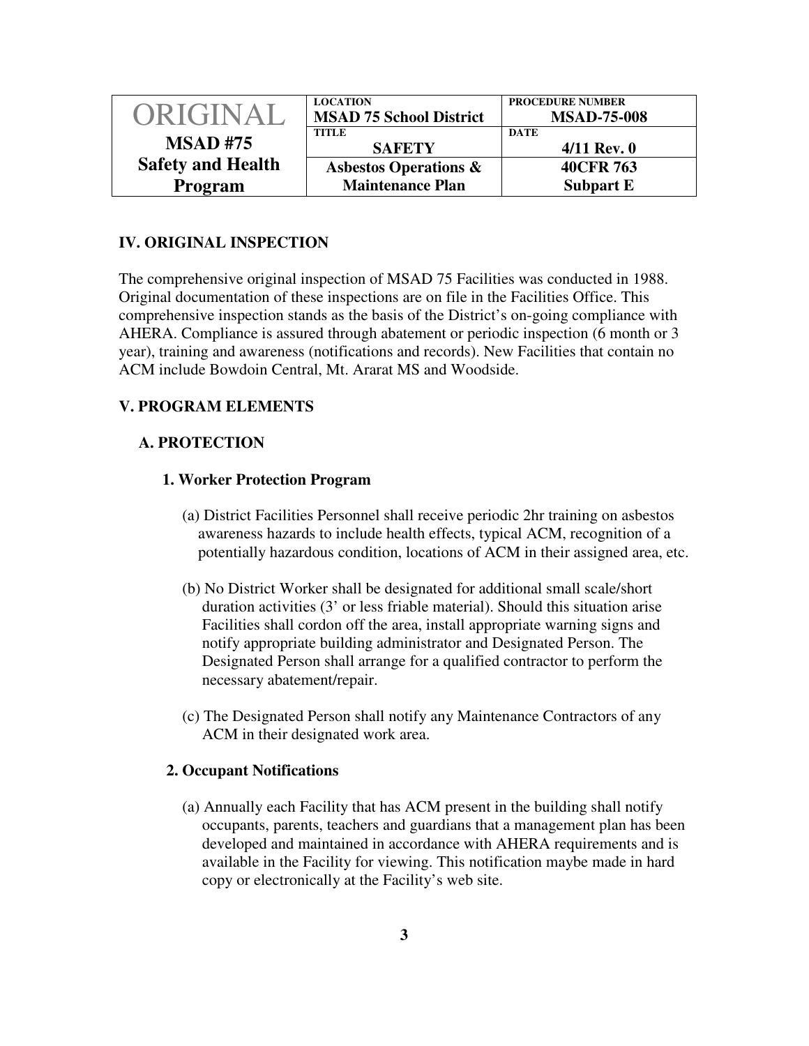| ORIGINAL<br>**MSAD #75**<br>**Safety and Health Program** | LOCATION<br>**MSAD 75 School District** | PROCEDURE NUMBER<br>**MSAD-75-008** |
|---|---|---|
| | TITLE<br>**SAFETY** | DATE<br>**4/11 Rev. 0** |
| | **Asbestos Operations & Maintenance Plan** | **40CFR 763 Subpart E** |

## IV. ORIGINAL INSPECTION

The comprehensive original inspection of MSAD 75 Facilities was conducted in 1988. Original documentation of these inspections are on file in the Facilities Office. This comprehensive inspection stands as the basis of the District's on-going compliance with AHERA. Compliance is assured through abatement or periodic inspection (6 month or 3 year), training and awareness (notifications and records). New Facilities that contain no ACM include Bowdoin Central, Mt. Ararat MS and Woodside.

## V. PROGRAM ELEMENTS

### A. PROTECTION

#### 1. Worker Protection Program

(a) District Facilities Personnel shall receive periodic 2hr training on asbestos awareness hazards to include health effects, typical ACM, recognition of a potentially hazardous condition, locations of ACM in their assigned area, etc.

(b) No District Worker shall be designated for additional small scale/short duration activities (3' or less friable material). Should this situation arise Facilities shall cordon off the area, install appropriate warning signs and notify appropriate building administrator and Designated Person. The Designated Person shall arrange for a qualified contractor to perform the necessary abatement/repair.

(c) The Designated Person shall notify any Maintenance Contractors of any ACM in their designated work area.

#### 2. Occupant Notifications

(a) Annually each Facility that has ACM present in the building shall notify occupants, parents, teachers and guardians that a management plan has been developed and maintained in accordance with AHERA requirements and is available in the Facility for viewing. This notification maybe made in hard copy or electronically at the Facility's web site.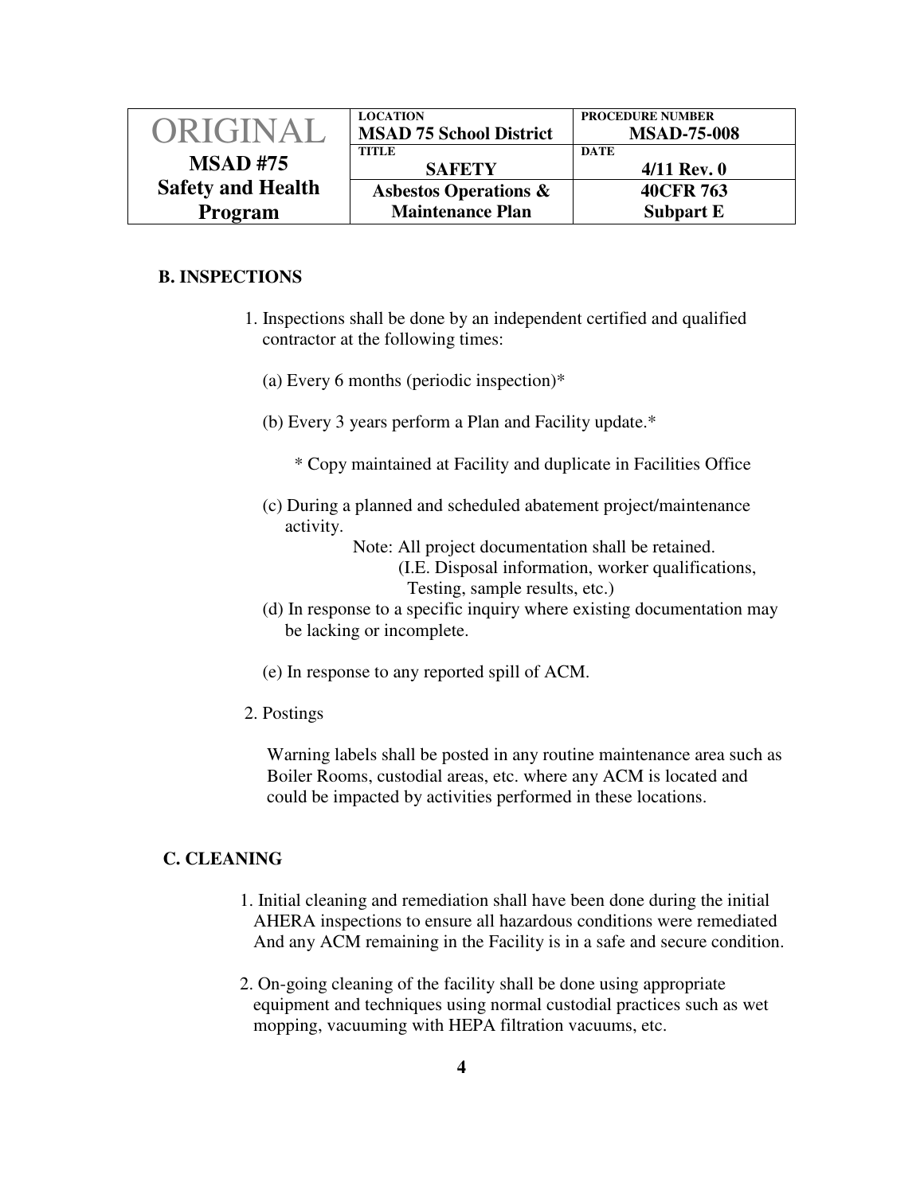**B. INSPECTIONS**

1. Inspections shall be done by an independent certified and qualified contractor at the following times:

   (a) Every 6 months (periodic inspection)*

   (b) Every 3 years perform a Plan and Facility update.*

   \* Copy maintained at Facility and duplicate in Facilities Office

   (c) During a planned and scheduled abatement project/maintenance activity.

   Note: All project documentation shall be retained. (I.E. Disposal information, worker qualifications, Testing, sample results, etc.)

   (d) In response to a specific inquiry where existing documentation may be lacking or incomplete.

   (e) In response to any reported spill of ACM.

2. Postings

   Warning labels shall be posted in any routine maintenance area such as Boiler Rooms, custodial areas, etc. where any ACM is located and could be impacted by activities performed in these locations.

**C. CLEANING**

1. Initial cleaning and remediation shall have been done during the initial AHERA inspections to ensure all hazardous conditions were remediated And any ACM remaining in the Facility is in a safe and secure condition.

2. On-going cleaning of the facility shall be done using appropriate equipment and techniques using normal custodial practices such as wet mopping, vacuuming with HEPA filtration vacuums, etc.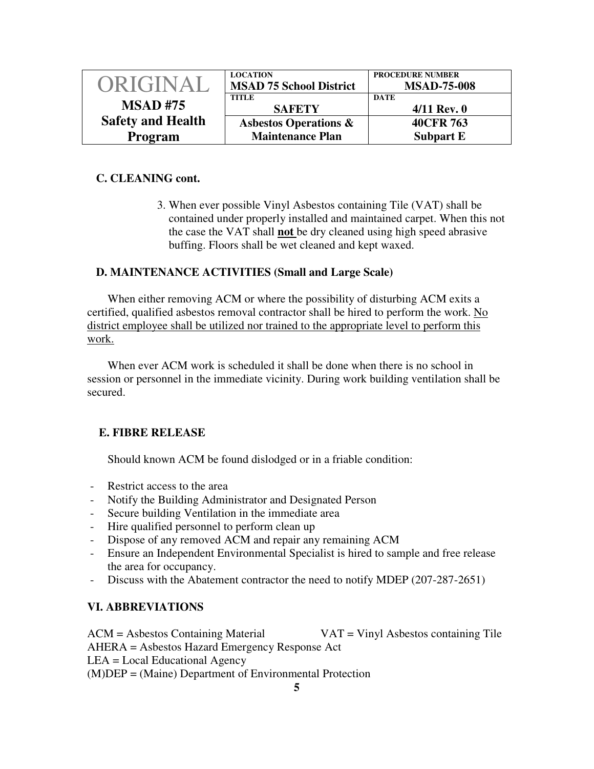**C. CLEANING cont.**

3. When ever possible Vinyl Asbestos containing Tile (VAT) shall be contained under properly installed and maintained carpet. When this not the case the VAT shall **not** be dry cleaned using high speed abrasive buffing. Floors shall be wet cleaned and kept waxed.

**D. MAINTENANCE ACTIVITIES (Small and Large Scale)**

When either removing ACM or where the possibility of disturbing ACM exits a certified, qualified asbestos removal contractor shall be hired to perform the work. No district employee shall be utilized nor trained to the appropriate level to perform this work.

When ever ACM work is scheduled it shall be done when there is no school in session or personnel in the immediate vicinity. During work building ventilation shall be secured.

**E. FIBRE RELEASE**

Should known ACM be found dislodged or in a friable condition:

- Restrict access to the area
- Notify the Building Administrator and Designated Person
- Secure building Ventilation in the immediate area
- Hire qualified personnel to perform clean up
- Dispose of any removed ACM and repair any remaining ACM
- Ensure an Independent Environmental Specialist is hired to sample and free release the area for occupancy.
- Discuss with the Abatement contractor the need to notify MDEP (207-287-2651)

## VI. ABBREVIATIONS

ACM = Asbestos Containing Material
VAT = Vinyl Asbestos containing Tile
AHERA = Asbestos Hazard Emergency Response Act
LEA = Local Educational Agency
(M)DEP = (Maine) Department of Environmental Protection